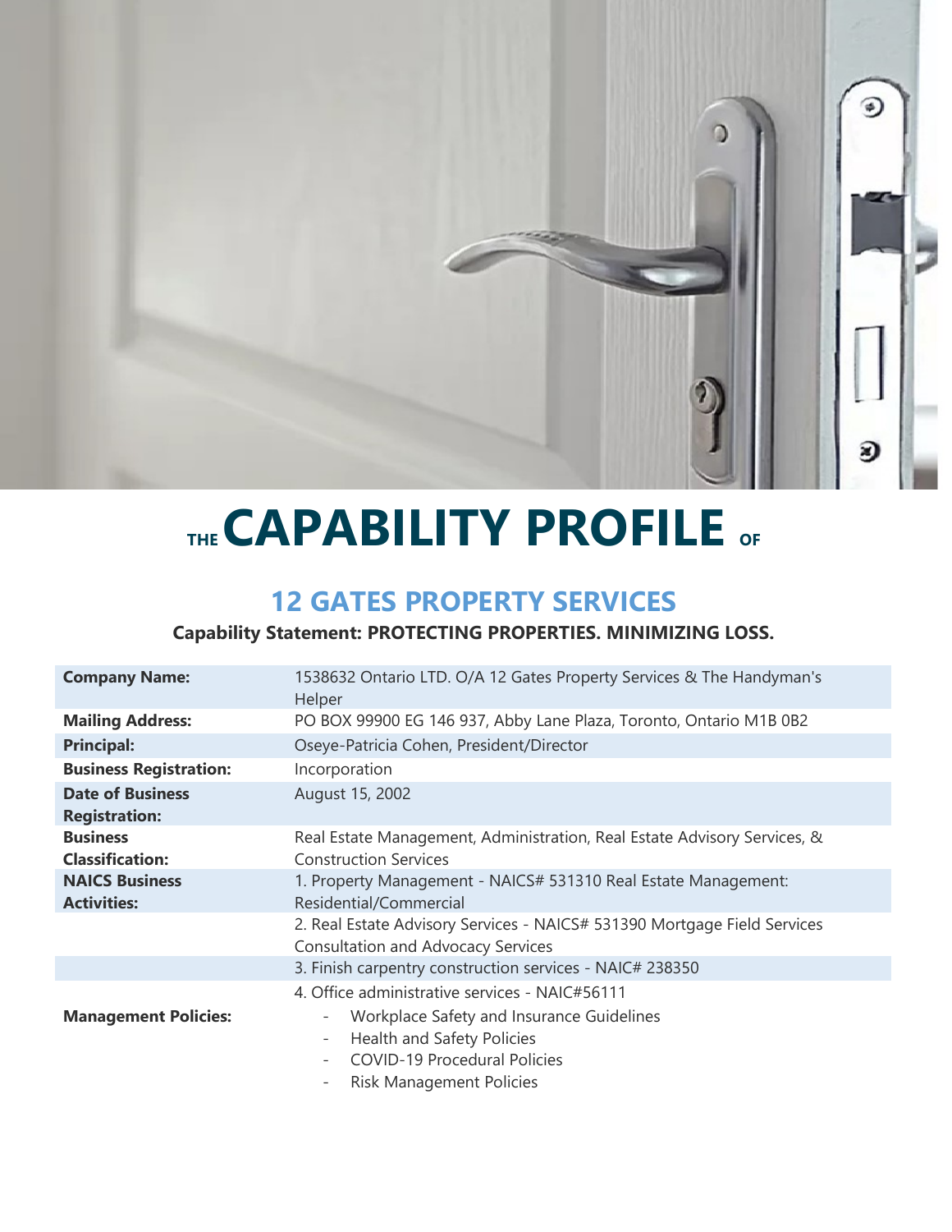# THE CAPABILITY PROFILE OF

## 12 GATES PROPERTY SERVICES

**Capability Statement: PROTECTING PROPERTIES. MINIMIZING LOSS.**

| | |
|---|---|
| **Company Name:** | 1538632 Ontario LTD. O/A 12 Gates Property Services & The Handyman's Helper |
| **Mailing Address:** | PO BOX 99900 EG 146 937, Abby Lane Plaza, Toronto, Ontario M1B 0B2 |
| **Principal:** | Oseye-Patricia Cohen, President/Director |
| **Business Registration:** | Incorporation |
| **Date of Business Registration:** | August 15, 2002 |
| **Business Classification:** | Real Estate Management, Administration, Real Estate Advisory Services, & Construction Services |
| **NAICS Business Activities:** | 1. Property Management - NAICS# 531310 Real Estate Management: Residential/Commercial |
| | 2. Real Estate Advisory Services - NAICS# 531390 Mortgage Field Services Consultation and Advocacy Services |
| | 3. Finish carpentry construction services - NAIC# 238350 |
| | 4. Office administrative services - NAIC#56111 |
| **Management Policies:** | - Workplace Safety and Insurance Guidelines<br>- Health and Safety Policies<br>- COVID-19 Procedural Policies<br>- Risk Management Policies |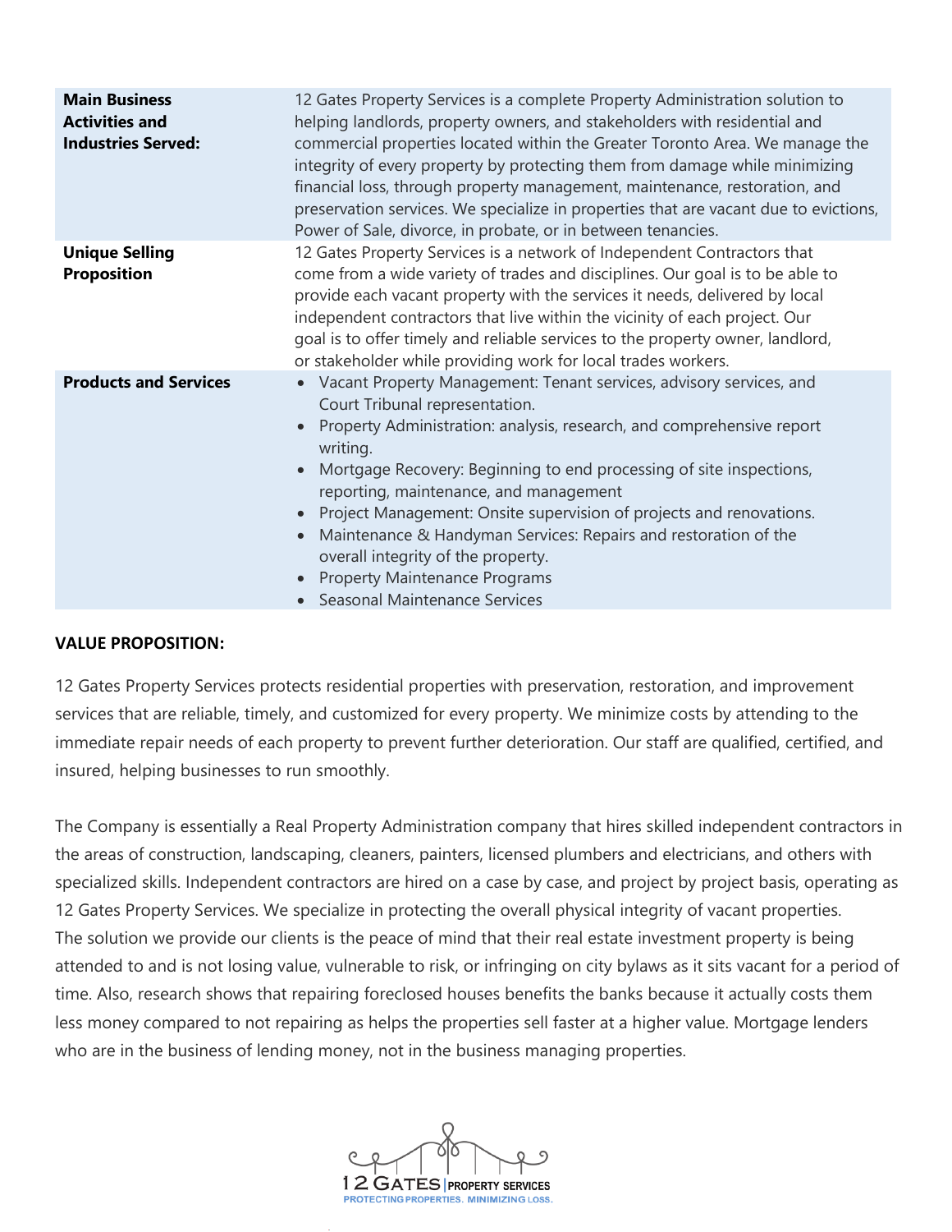| | |
|---|---|
| **Main Business Activities and Industries Served:** | 12 Gates Property Services is a complete Property Administration solution to helping landlords, property owners, and stakeholders with residential and commercial properties located within the Greater Toronto Area. We manage the integrity of every property by protecting them from damage while minimizing financial loss, through property management, maintenance, restoration, and preservation services. We specialize in properties that are vacant due to evictions, Power of Sale, divorce, in probate, or in between tenancies. |
| **Unique Selling Proposition** | 12 Gates Property Services is a network of Independent Contractors that come from a wide variety of trades and disciplines. Our goal is to be able to provide each vacant property with the services it needs, delivered by local independent contractors that live within the vicinity of each project. Our goal is to offer timely and reliable services to the property owner, landlord, or stakeholder while providing work for local trades workers. |
| **Products and Services** | • Vacant Property Management: Tenant services, advisory services, and Court Tribunal representation.<br>• Property Administration: analysis, research, and comprehensive report writing.<br>• Mortgage Recovery: Beginning to end processing of site inspections, reporting, maintenance, and management<br>• Project Management: Onsite supervision of projects and renovations.<br>• Maintenance & Handyman Services: Repairs and restoration of the overall integrity of the property.<br>• Property Maintenance Programs<br>• Seasonal Maintenance Services |

**VALUE PROPOSITION:**

12 Gates Property Services protects residential properties with preservation, restoration, and improvement services that are reliable, timely, and customized for every property. We minimize costs by attending to the immediate repair needs of each property to prevent further deterioration. Our staff are qualified, certified, and insured, helping businesses to run smoothly.

The Company is essentially a Real Property Administration company that hires skilled independent contractors in the areas of construction, landscaping, cleaners, painters, licensed plumbers and electricians, and others with specialized skills. Independent contractors are hired on a case by case, and project by project basis, operating as 12 Gates Property Services. We specialize in protecting the overall physical integrity of vacant properties. The solution we provide our clients is the peace of mind that their real estate investment property is being attended to and is not losing value, vulnerable to risk, or infringing on city bylaws as it sits vacant for a period of time. Also, research shows that repairing foreclosed houses benefits the banks because it actually costs them less money compared to not repairing as helps the properties sell faster at a higher value. Mortgage lenders who are in the business of lending money, not in the business managing properties.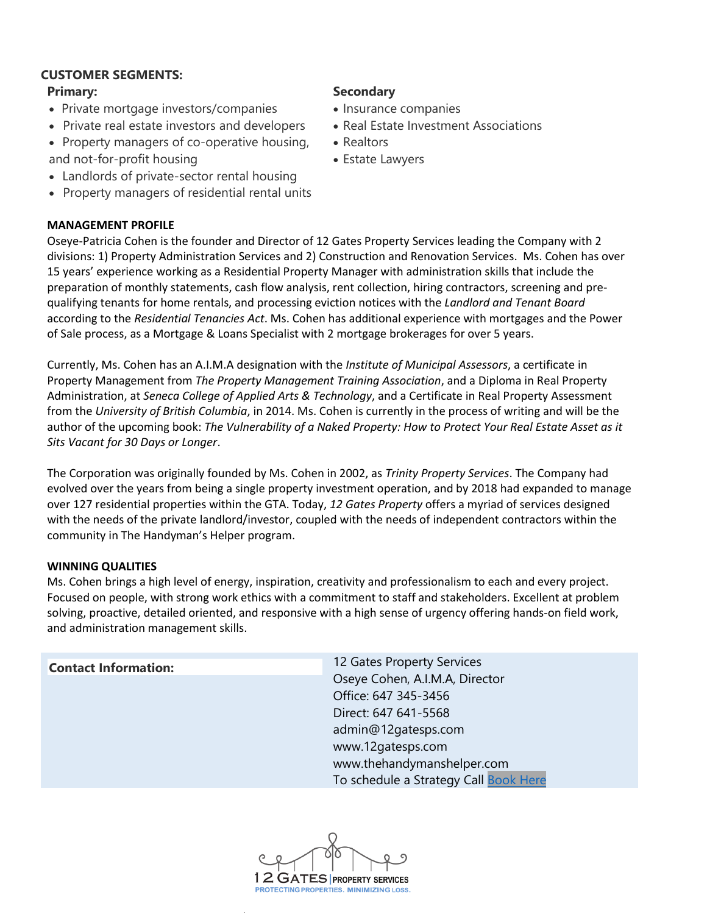## CUSTOMER SEGMENTS:

**Primary:**

- Private mortgage investors/companies
- Private real estate investors and developers
- Property managers of co-operative housing, and not-for-profit housing
- Landlords of private-sector rental housing
- Property managers of residential rental units

**Secondary**

- Insurance companies
- Real Estate Investment Associations
- Realtors
- Estate Lawyers

### MANAGEMENT PROFILE

Oseye-Patricia Cohen is the founder and Director of 12 Gates Property Services leading the Company with 2 divisions: 1) Property Administration Services and 2) Construction and Renovation Services. Ms. Cohen has over 15 years' experience working as a Residential Property Manager with administration skills that include the preparation of monthly statements, cash flow analysis, rent collection, hiring contractors, screening and pre-qualifying tenants for home rentals, and processing eviction notices with the *Landlord and Tenant Board* according to the *Residential Tenancies Act*. Ms. Cohen has additional experience with mortgages and the Power of Sale process, as a Mortgage & Loans Specialist with 2 mortgage brokerages for over 5 years.

Currently, Ms. Cohen has an A.I.M.A designation with the *Institute of Municipal Assessors*, a certificate in Property Management from *The Property Management Training Association*, and a Diploma in Real Property Administration, at *Seneca College of Applied Arts & Technology*, and a Certificate in Real Property Assessment from the *University of British Columbia*, in 2014. Ms. Cohen is currently in the process of writing and will be the author of the upcoming book: *The Vulnerability of a Naked Property: How to Protect Your Real Estate Asset as it Sits Vacant for 30 Days or Longer*.

The Corporation was originally founded by Ms. Cohen in 2002, as *Trinity Property Services*. The Company had evolved over the years from being a single property investment operation, and by 2018 had expanded to manage over 127 residential properties within the GTA. Today, *12 Gates Property* offers a myriad of services designed with the needs of the private landlord/investor, coupled with the needs of independent contractors within the community in The Handyman's Helper program.

### WINNING QUALITIES

Ms. Cohen brings a high level of energy, inspiration, creativity and professionalism to each and every project. Focused on people, with strong work ethics with a commitment to staff and stakeholders. Excellent at problem solving, proactive, detailed oriented, and responsive with a high sense of urgency offering hands-on field work, and administration management skills.

**Contact Information:**

12 Gates Property Services
Oseye Cohen, A.I.M.A, Director
Office: 647 345-3456
Direct: 647 641-5568
admin@12gatesps.com
www.12gatesps.com
www.thehandymanshelper.com
To schedule a Strategy Call Book Here

12 GATES | PROPERTY SERVICES
PROTECTING PROPERTIES. MINIMIZING LOSS.